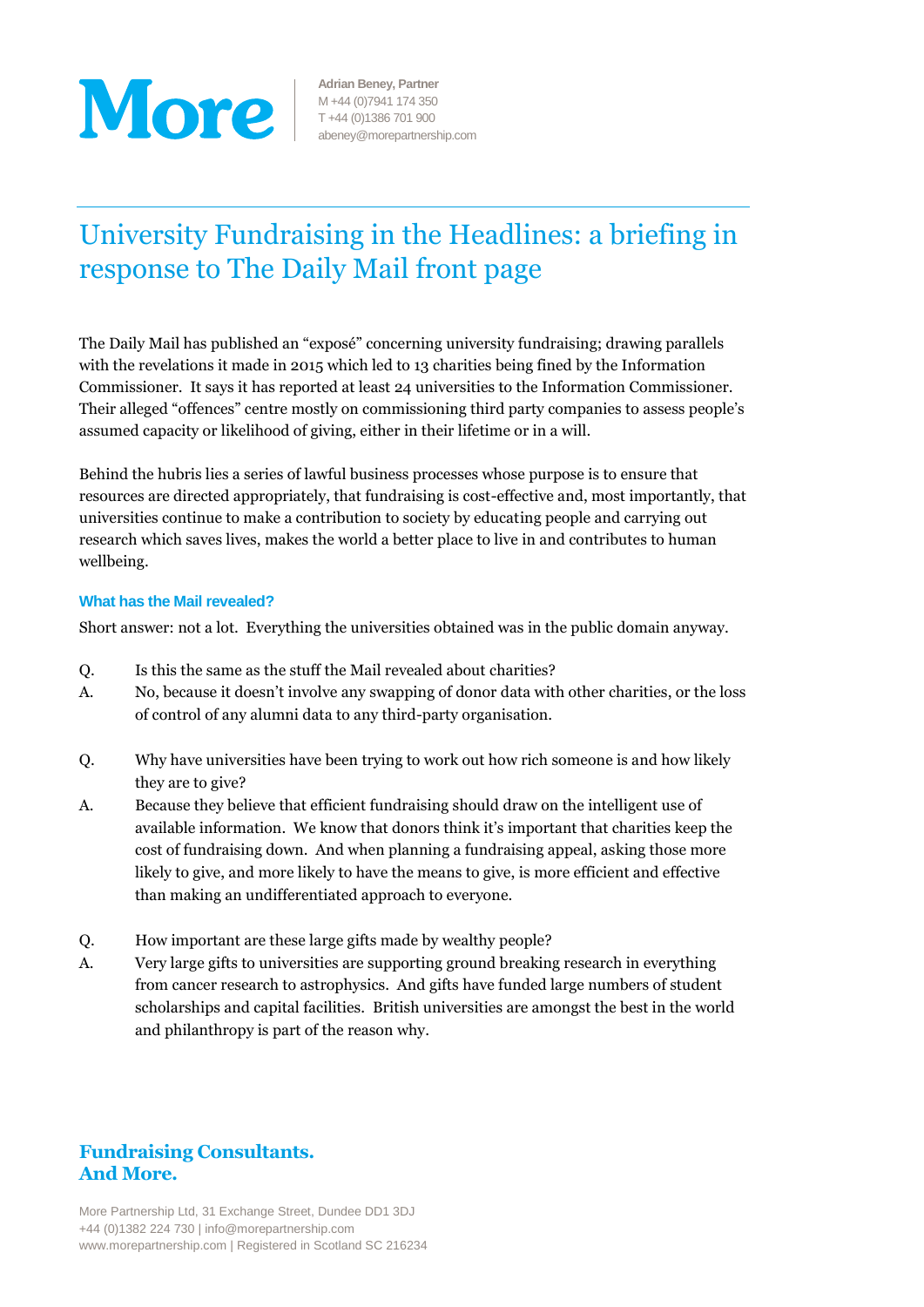More

Adrian Beney, Partner
M +44 (0)7941 174 350
T +44 (0)1386 701 900
abeney@morepartnership.com

# University Fundraising in the Headlines: a briefing in response to The Daily Mail front page

The Daily Mail has published an "exposé" concerning university fundraising; drawing parallels with the revelations it made in 2015 which led to 13 charities being fined by the Information Commissioner. It says it has reported at least 24 universities to the Information Commissioner. Their alleged "offences" centre mostly on commissioning third party companies to assess people's assumed capacity or likelihood of giving, either in their lifetime or in a will.

Behind the hubris lies a series of lawful business processes whose purpose is to ensure that resources are directed appropriately, that fundraising is cost-effective and, most importantly, that universities continue to make a contribution to society by educating people and carrying out research which saves lives, makes the world a better place to live in and contributes to human wellbeing.

### What has the Mail revealed?

Short answer: not a lot. Everything the universities obtained was in the public domain anyway.

Q. Is this the same as the stuff the Mail revealed about charities?

A. No, because it doesn't involve any swapping of donor data with other charities, or the loss of control of any alumni data to any third-party organisation.

Q. Why have universities have been trying to work out how rich someone is and how likely they are to give?

A. Because they believe that efficient fundraising should draw on the intelligent use of available information. We know that donors think it's important that charities keep the cost of fundraising down. And when planning a fundraising appeal, asking those more likely to give, and more likely to have the means to give, is more efficient and effective than making an undifferentiated approach to everyone.

Q. How important are these large gifts made by wealthy people?

A. Very large gifts to universities are supporting ground breaking research in everything from cancer research to astrophysics. And gifts have funded large numbers of student scholarships and capital facilities. British universities are amongst the best in the world and philanthropy is part of the reason why.

**Fundraising Consultants.
And More.**

More Partnership Ltd, 31 Exchange Street, Dundee DD1 3DJ
+44 (0)1382 224 730 | info@morepartnership.com
www.morepartnership.com | Registered in Scotland SC 216234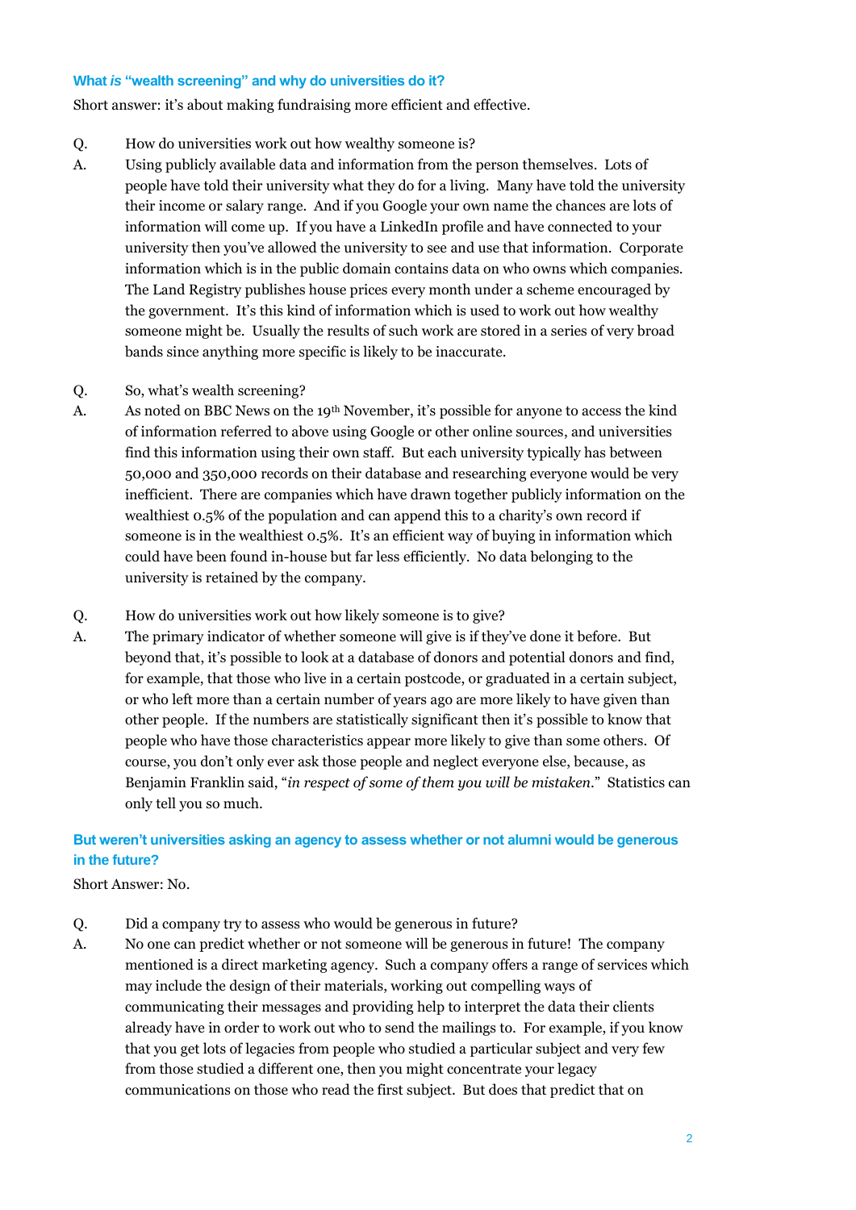### What *is* "wealth screening" and why do universities do it?

Short answer: it's about making fundraising more efficient and effective.

Q. How do universities work out how wealthy someone is?

A. Using publicly available data and information from the person themselves. Lots of people have told their university what they do for a living. Many have told the university their income or salary range. And if you Google your own name the chances are lots of information will come up. If you have a LinkedIn profile and have connected to your university then you've allowed the university to see and use that information. Corporate information which is in the public domain contains data on who owns which companies. The Land Registry publishes house prices every month under a scheme encouraged by the government. It's this kind of information which is used to work out how wealthy someone might be. Usually the results of such work are stored in a series of very broad bands since anything more specific is likely to be inaccurate.

Q. So, what's wealth screening?

A. As noted on BBC News on the 19th November, it's possible for anyone to access the kind of information referred to above using Google or other online sources, and universities find this information using their own staff. But each university typically has between 50,000 and 350,000 records on their database and researching everyone would be very inefficient. There are companies which have drawn together publicly information on the wealthiest 0.5% of the population and can append this to a charity's own record if someone is in the wealthiest 0.5%. It's an efficient way of buying in information which could have been found in-house but far less efficiently. No data belonging to the university is retained by the company.

Q. How do universities work out how likely someone is to give?

A. The primary indicator of whether someone will give is if they've done it before. But beyond that, it's possible to look at a database of donors and potential donors and find, for example, that those who live in a certain postcode, or graduated in a certain subject, or who left more than a certain number of years ago are more likely to have given than other people. If the numbers are statistically significant then it's possible to know that people who have those characteristics appear more likely to give than some others. Of course, you don't only ever ask those people and neglect everyone else, because, as Benjamin Franklin said, "*in respect of some of them you will be mistaken.*" Statistics can only tell you so much.

### But weren't universities asking an agency to assess whether or not alumni would be generous in the future?

Short Answer: No.

Q. Did a company try to assess who would be generous in future?

A. No one can predict whether or not someone will be generous in future! The company mentioned is a direct marketing agency. Such a company offers a range of services which may include the design of their materials, working out compelling ways of communicating their messages and providing help to interpret the data their clients already have in order to work out who to send the mailings to. For example, if you know that you get lots of legacies from people who studied a particular subject and very few from those studied a different one, then you might concentrate your legacy communications on those who read the first subject. But does that predict that on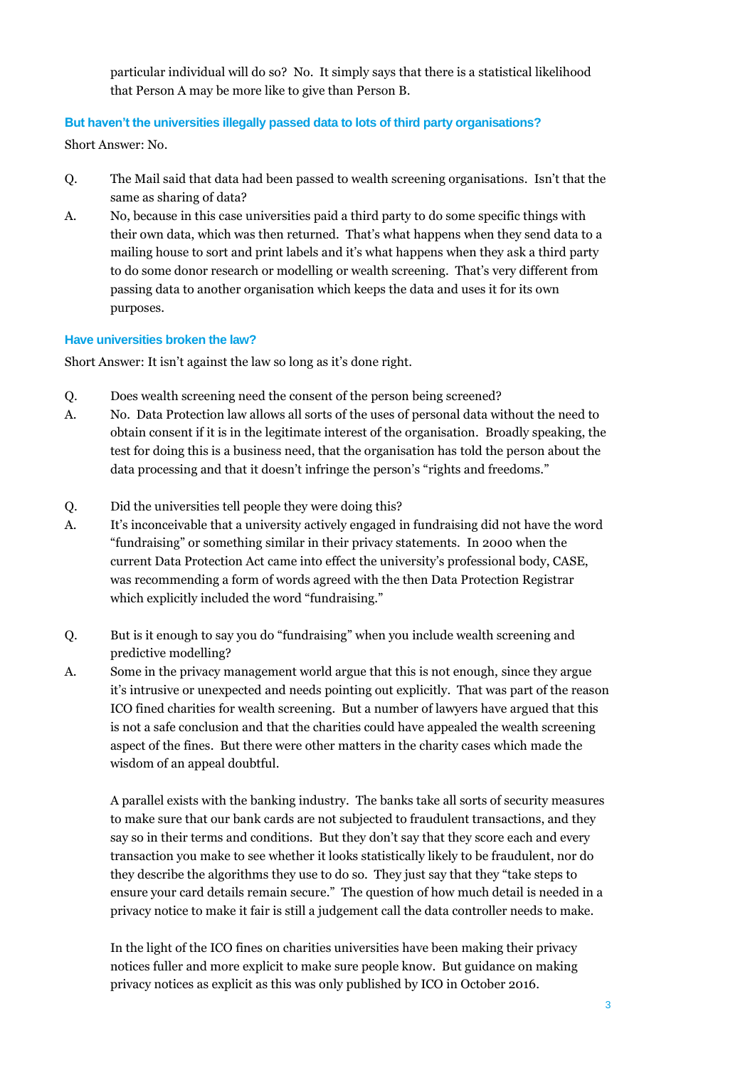particular individual will do so? No. It simply says that there is a statistical likelihood that Person A may be more like to give than Person B.

### But haven't the universities illegally passed data to lots of third party organisations?

Short Answer: No.

Q. The Mail said that data had been passed to wealth screening organisations. Isn't that the same as sharing of data?

A. No, because in this case universities paid a third party to do some specific things with their own data, which was then returned. That's what happens when they send data to a mailing house to sort and print labels and it's what happens when they ask a third party to do some donor research or modelling or wealth screening. That's very different from passing data to another organisation which keeps the data and uses it for its own purposes.

### Have universities broken the law?

Short Answer: It isn't against the law so long as it's done right.

Q. Does wealth screening need the consent of the person being screened?

A. No. Data Protection law allows all sorts of the uses of personal data without the need to obtain consent if it is in the legitimate interest of the organisation. Broadly speaking, the test for doing this is a business need, that the organisation has told the person about the data processing and that it doesn't infringe the person's "rights and freedoms."

Q. Did the universities tell people they were doing this?

A. It's inconceivable that a university actively engaged in fundraising did not have the word "fundraising" or something similar in their privacy statements. In 2000 when the current Data Protection Act came into effect the university's professional body, CASE, was recommending a form of words agreed with the then Data Protection Registrar which explicitly included the word "fundraising."

Q. But is it enough to say you do "fundraising" when you include wealth screening and predictive modelling?

A. Some in the privacy management world argue that this is not enough, since they argue it's intrusive or unexpected and needs pointing out explicitly. That was part of the reason ICO fined charities for wealth screening. But a number of lawyers have argued that this is not a safe conclusion and that the charities could have appealed the wealth screening aspect of the fines. But there were other matters in the charity cases which made the wisdom of an appeal doubtful.

A parallel exists with the banking industry. The banks take all sorts of security measures to make sure that our bank cards are not subjected to fraudulent transactions, and they say so in their terms and conditions. But they don't say that they score each and every transaction you make to see whether it looks statistically likely to be fraudulent, nor do they describe the algorithms they use to do so. They just say that they "take steps to ensure your card details remain secure." The question of how much detail is needed in a privacy notice to make it fair is still a judgement call the data controller needs to make.

In the light of the ICO fines on charities universities have been making their privacy notices fuller and more explicit to make sure people know. But guidance on making privacy notices as explicit as this was only published by ICO in October 2016.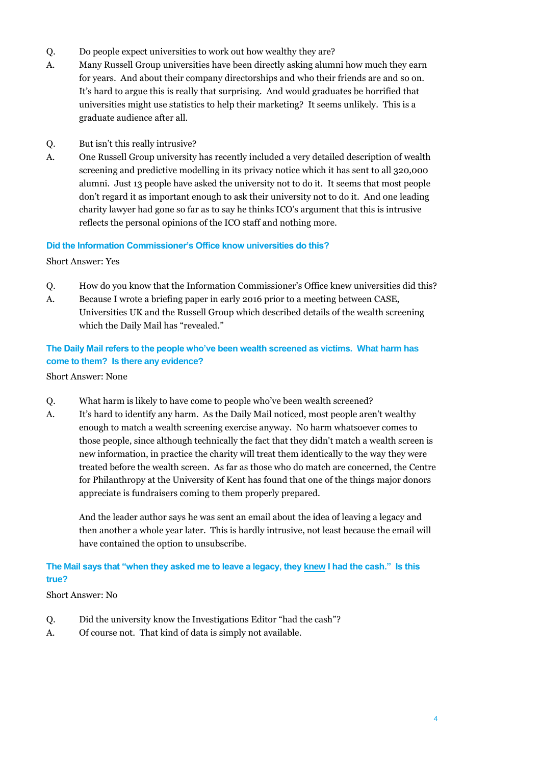Q. Do people expect universities to work out how wealthy they are?

A. Many Russell Group universities have been directly asking alumni how much they earn for years. And about their company directorships and who their friends are and so on. It's hard to argue this is really that surprising. And would graduates be horrified that universities might use statistics to help their marketing? It seems unlikely. This is a graduate audience after all.

Q. But isn't this really intrusive?

A. One Russell Group university has recently included a very detailed description of wealth screening and predictive modelling in its privacy notice which it has sent to all 320,000 alumni. Just 13 people have asked the university not to do it. It seems that most people don't regard it as important enough to ask their university not to do it. And one leading charity lawyer had gone so far as to say he thinks ICO's argument that this is intrusive reflects the personal opinions of the ICO staff and nothing more.

### Did the Information Commissioner's Office know universities do this?

Short Answer: Yes

Q. How do you know that the Information Commissioner's Office knew universities did this?

A. Because I wrote a briefing paper in early 2016 prior to a meeting between CASE, Universities UK and the Russell Group which described details of the wealth screening which the Daily Mail has "revealed."

### The Daily Mail refers to the people who've been wealth screened as victims. What harm has come to them? Is there any evidence?

Short Answer: None

Q. What harm is likely to have come to people who've been wealth screened?

A. It's hard to identify any harm. As the Daily Mail noticed, most people aren't wealthy enough to match a wealth screening exercise anyway. No harm whatsoever comes to those people, since although technically the fact that they didn't match a wealth screen is new information, in practice the charity will treat them identically to the way they were treated before the wealth screen. As far as those who do match are concerned, the Centre for Philanthropy at the University of Kent has found that one of the things major donors appreciate is fundraisers coming to them properly prepared.

And the leader author says he was sent an email about the idea of leaving a legacy and then another a whole year later. This is hardly intrusive, not least because the email will have contained the option to unsubscribe.

### The Mail says that "when they asked me to leave a legacy, they <u>knew</u> I had the cash." Is this true?

Short Answer: No

Q. Did the university know the Investigations Editor "had the cash"?

A. Of course not. That kind of data is simply not available.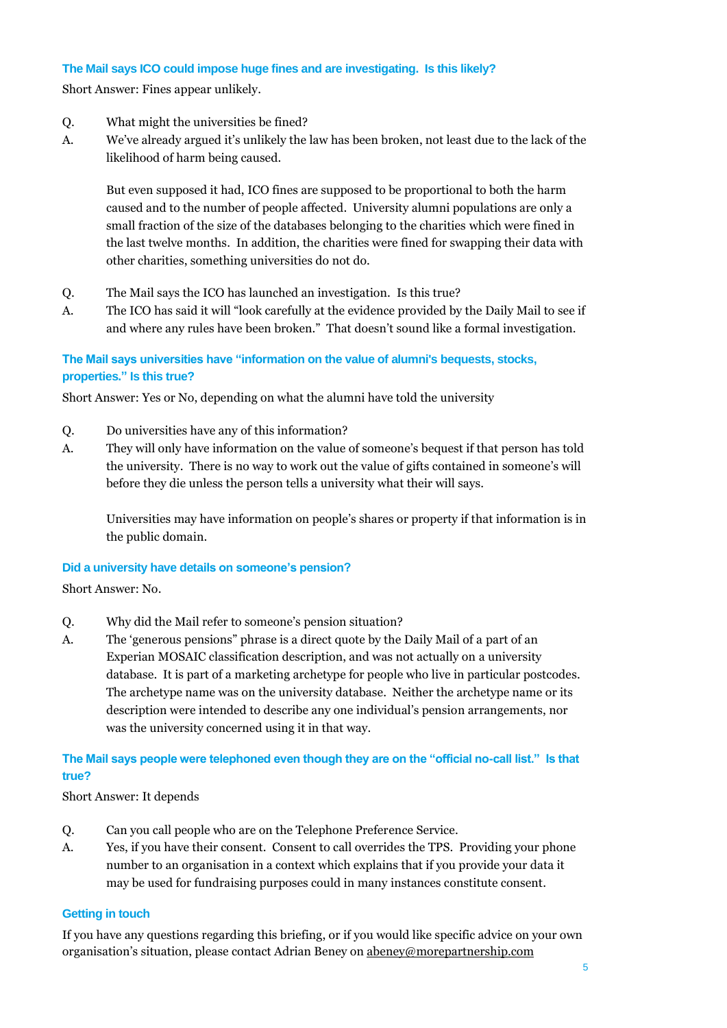### The Mail says ICO could impose huge fines and are investigating. Is this likely?

Short Answer: Fines appear unlikely.

Q. What might the universities be fined?

A. We've already argued it's unlikely the law has been broken, not least due to the lack of the likelihood of harm being caused.

But even supposed it had, ICO fines are supposed to be proportional to both the harm caused and to the number of people affected. University alumni populations are only a small fraction of the size of the databases belonging to the charities which were fined in the last twelve months. In addition, the charities were fined for swapping their data with other charities, something universities do not do.

Q. The Mail says the ICO has launched an investigation. Is this true?

A. The ICO has said it will "look carefully at the evidence provided by the Daily Mail to see if and where any rules have been broken." That doesn't sound like a formal investigation.

### The Mail says universities have "information on the value of alumni's bequests, stocks, properties." Is this true?

Short Answer: Yes or No, depending on what the alumni have told the university

Q. Do universities have any of this information?

A. They will only have information on the value of someone's bequest if that person has told the university. There is no way to work out the value of gifts contained in someone's will before they die unless the person tells a university what their will says.

Universities may have information on people's shares or property if that information is in the public domain.

### Did a university have details on someone's pension?

Short Answer: No.

Q. Why did the Mail refer to someone's pension situation?

A. The 'generous pensions" phrase is a direct quote by the Daily Mail of a part of an Experian MOSAIC classification description, and was not actually on a university database. It is part of a marketing archetype for people who live in particular postcodes. The archetype name was on the university database. Neither the archetype name or its description were intended to describe any one individual's pension arrangements, nor was the university concerned using it in that way.

### The Mail says people were telephoned even though they are on the "official no-call list." Is that true?

Short Answer: It depends

Q. Can you call people who are on the Telephone Preference Service.

A. Yes, if you have their consent. Consent to call overrides the TPS. Providing your phone number to an organisation in a context which explains that if you provide your data it may be used for fundraising purposes could in many instances constitute consent.

### Getting in touch

If you have any questions regarding this briefing, or if you would like specific advice on your own organisation's situation, please contact Adrian Beney on abeney@morepartnership.com